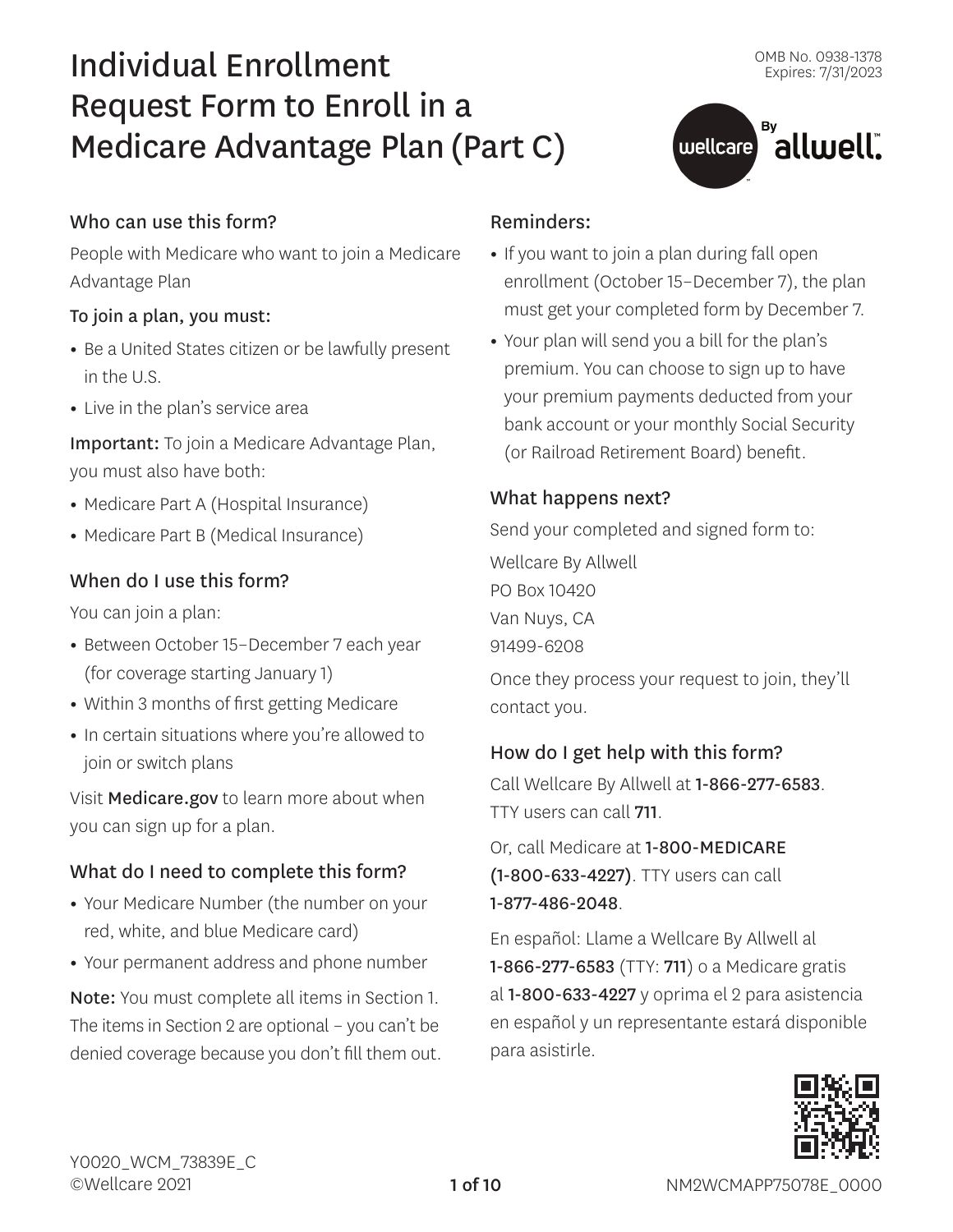OMB No. 0938-1378
Expires: 7/31/2023

# Individual Enrollment Request Form to Enroll in a Medicare Advantage Plan (Part C)

## Who can use this form?

People with Medicare who want to join a Medicare Advantage Plan

### To join a plan, you must:

- Be a United States citizen or be lawfully present in the U.S.
- Live in the plan's service area

**Important:** To join a Medicare Advantage Plan, you must also have both:

- Medicare Part A (Hospital Insurance)
- Medicare Part B (Medical Insurance)

## When do I use this form?

You can join a plan:

- Between October 15–December 7 each year (for coverage starting January 1)
- Within 3 months of first getting Medicare
- In certain situations where you're allowed to join or switch plans

Visit **Medicare.gov** to learn more about when you can sign up for a plan.

## What do I need to complete this form?

- Your Medicare Number (the number on your red, white, and blue Medicare card)
- Your permanent address and phone number

**Note:** You must complete all items in Section 1. The items in Section 2 are optional – you can't be denied coverage because you don't fill them out.

## Reminders:

- If you want to join a plan during fall open enrollment (October 15–December 7), the plan must get your completed form by December 7.
- Your plan will send you a bill for the plan's premium. You can choose to sign up to have your premium payments deducted from your bank account or your monthly Social Security (or Railroad Retirement Board) benefit.

## What happens next?

Send your completed and signed form to:

Wellcare By Allwell
PO Box 10420
Van Nuys, CA
91499-6208

Once they process your request to join, they'll contact you.

## How do I get help with this form?

Call Wellcare By Allwell at **1-866-277-6583**. TTY users can call **711**.

Or, call Medicare at **1-800-MEDICARE (1-800-633-4227)**. TTY users can call **1-877-486-2048**.

En español: Llame a Wellcare By Allwell al **1-866-277-6583** (TTY: **711**) o a Medicare gratis al **1-800-633-4227** y oprima el 2 para asistencia en español y un representante estará disponible para asistirle.

Y0020_WCM_73839E_C
©Wellcare 2021

NM2WCMAPP75078E_0000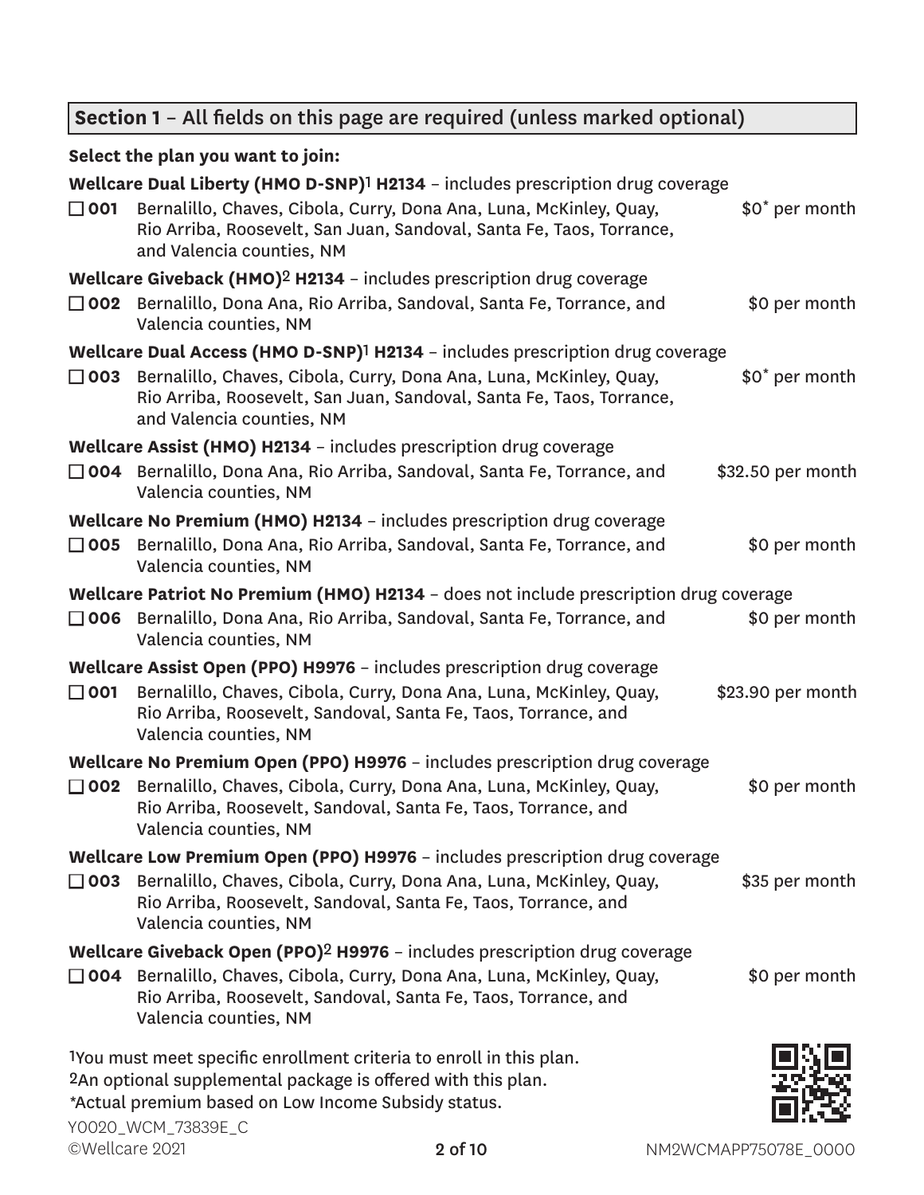## Section 1 – All fields on this page are required (unless marked optional)

**Select the plan you want to join:**

**Wellcare Dual Liberty (HMO D-SNP)[1] H2134** – includes prescription drug coverage

☐ **001** Bernalillo, Chaves, Cibola, Curry, Dona Ana, Luna, McKinley, Quay, Rio Arriba, Roosevelt, San Juan, Sandoval, Santa Fe, Taos, Torrance, and Valencia counties, NM — $0* per month

**Wellcare Giveback (HMO)[2] H2134** – includes prescription drug coverage

☐ **002** Bernalillo, Dona Ana, Rio Arriba, Sandoval, Santa Fe, Torrance, and Valencia counties, NM — $0 per month

**Wellcare Dual Access (HMO D-SNP)[1] H2134** – includes prescription drug coverage

☐ **003** Bernalillo, Chaves, Cibola, Curry, Dona Ana, Luna, McKinley, Quay, Rio Arriba, Roosevelt, San Juan, Sandoval, Santa Fe, Taos, Torrance, and Valencia counties, NM — $0* per month

**Wellcare Assist (HMO) H2134** – includes prescription drug coverage

☐ **004** Bernalillo, Dona Ana, Rio Arriba, Sandoval, Santa Fe, Torrance, and Valencia counties, NM — $32.50 per month

**Wellcare No Premium (HMO) H2134** – includes prescription drug coverage

☐ **005** Bernalillo, Dona Ana, Rio Arriba, Sandoval, Santa Fe, Torrance, and Valencia counties, NM — $0 per month

**Wellcare Patriot No Premium (HMO) H2134** – does not include prescription drug coverage

☐ **006** Bernalillo, Dona Ana, Rio Arriba, Sandoval, Santa Fe, Torrance, and Valencia counties, NM — $0 per month

**Wellcare Assist Open (PPO) H9976** – includes prescription drug coverage

☐ **001** Bernalillo, Chaves, Cibola, Curry, Dona Ana, Luna, McKinley, Quay, Rio Arriba, Roosevelt, Sandoval, Santa Fe, Taos, Torrance, and Valencia counties, NM — $23.90 per month

**Wellcare No Premium Open (PPO) H9976** – includes prescription drug coverage

☐ **002** Bernalillo, Chaves, Cibola, Curry, Dona Ana, Luna, McKinley, Quay, Rio Arriba, Roosevelt, Sandoval, Santa Fe, Taos, Torrance, and Valencia counties, NM — $0 per month

**Wellcare Low Premium Open (PPO) H9976** – includes prescription drug coverage

☐ **003** Bernalillo, Chaves, Cibola, Curry, Dona Ana, Luna, McKinley, Quay, Rio Arriba, Roosevelt, Sandoval, Santa Fe, Taos, Torrance, and Valencia counties, NM — $35 per month

**Wellcare Giveback Open (PPO)[2] H9976** – includes prescription drug coverage

☐ **004** Bernalillo, Chaves, Cibola, Curry, Dona Ana, Luna, McKinley, Quay, Rio Arriba, Roosevelt, Sandoval, Santa Fe, Taos, Torrance, and Valencia counties, NM — $0 per month

[1] You must meet specific enrollment criteria to enroll in this plan.
[2] An optional supplemental package is offered with this plan.
*Actual premium based on Low Income Subsidy status.

Y0020_WCM_73839E_C
©Wellcare 2021

NM2WCMAPP75078E_0000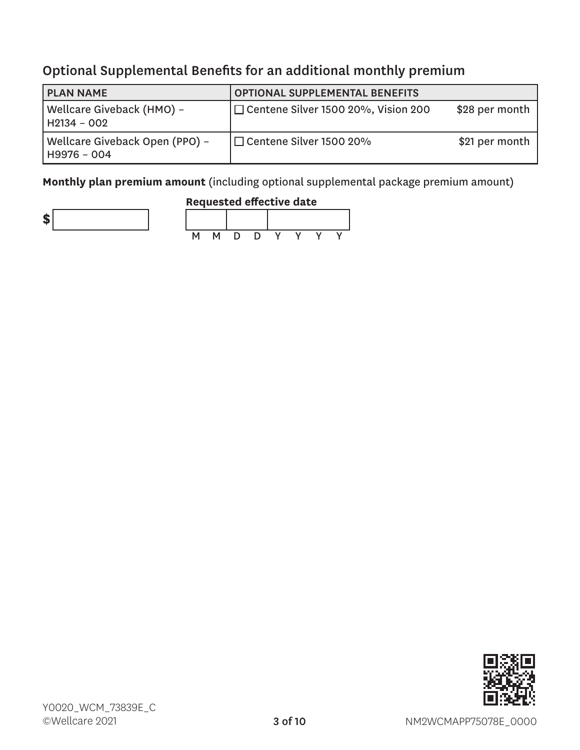## Optional Supplemental Benefits for an additional monthly premium

| PLAN NAME | OPTIONAL SUPPLEMENTAL BENEFITS | |
|---|---|---|
| Wellcare Giveback (HMO) – H2134 – 002 | ☐ Centene Silver 1500 20%, Vision 200 | $28 per month |
| Wellcare Giveback Open (PPO) – H9976 – 004 | ☐ Centene Silver 1500 20% | $21 per month |

**Monthly plan premium amount** (including optional supplemental package premium amount)

$ ____________

**Requested effective date**

| | | |
|---|---|---|
| M M | D D | Y Y Y Y |

Y0020_WCM_73839E_C
©Wellcare 2021

NM2WCMAPP75078E_0000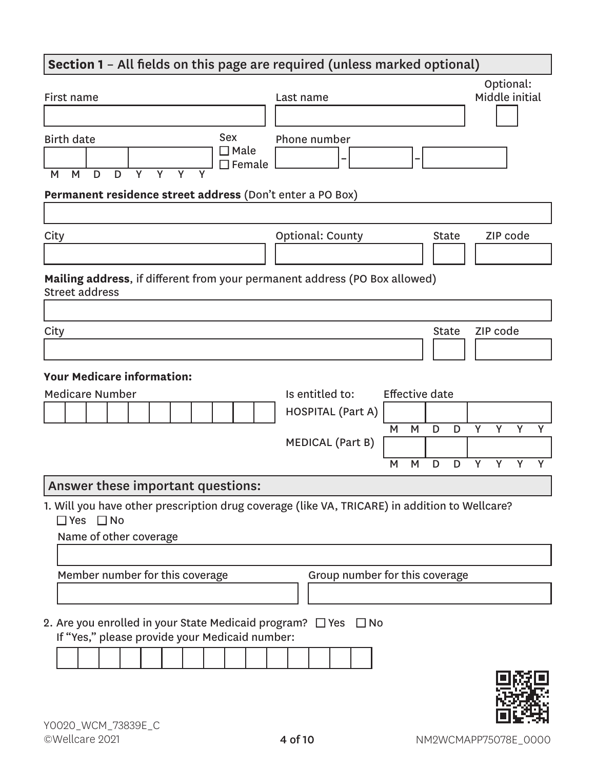## Section 1 – All fields on this page are required (unless marked optional)

First name

Last name

Optional: Middle initial

Birth date

M M D D Y Y Y Y

Sex

☐ Male

☐ Female

Phone number

\_\_\_ - \_\_\_ - \_\_\_\_

**Permanent residence street address** (Don't enter a PO Box)

City

Optional: County

State

ZIP code

**Mailing address**, if different from your permanent address (PO Box allowed)

Street address

City

State

ZIP code

**Your Medicare information:**

Medicare Number

| Is entitled to: | Effective date |
| --- | --- |
| HOSPITAL (Part A) | M M D D Y Y Y Y |
| MEDICAL (Part B) | M M D D Y Y Y Y |

## Answer these important questions:

1. Will you have other prescription drug coverage (like VA, TRICARE) in addition to Wellcare?

   ☐ Yes ☐ No

   Name of other coverage

   Member number for this coverage

   Group number for this coverage

2. Are you enrolled in your State Medicaid program? ☐ Yes ☐ No

   If "Yes," please provide your Medicaid number:

Y0020_WCM_73839E_C

©Wellcare 2021

NM2WCMAPP75078E_0000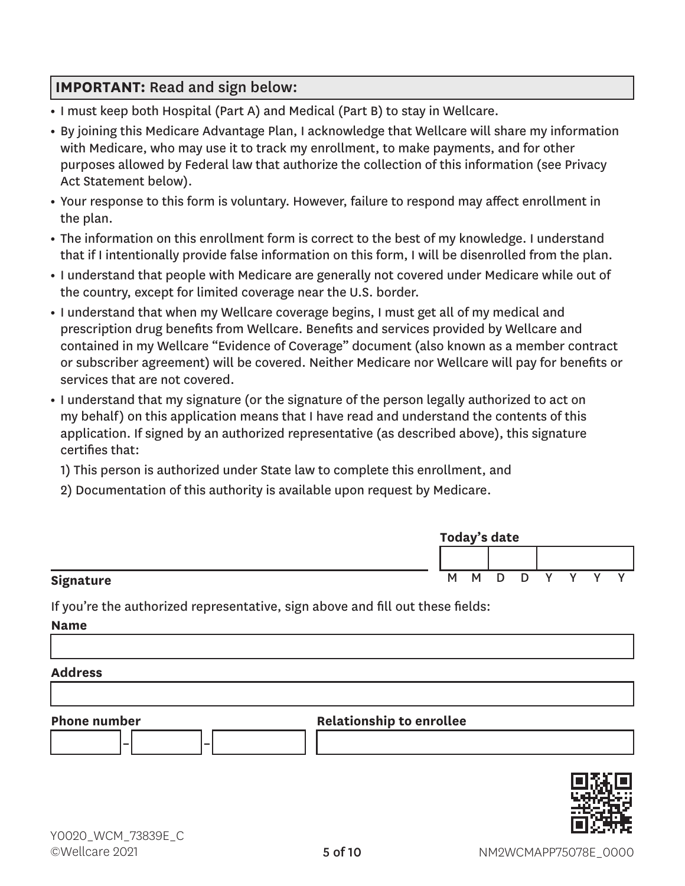**IMPORTANT:** Read and sign below:

- I must keep both Hospital (Part A) and Medical (Part B) to stay in Wellcare.
- By joining this Medicare Advantage Plan, I acknowledge that Wellcare will share my information with Medicare, who may use it to track my enrollment, to make payments, and for other purposes allowed by Federal law that authorize the collection of this information (see Privacy Act Statement below).
- Your response to this form is voluntary. However, failure to respond may affect enrollment in the plan.
- The information on this enrollment form is correct to the best of my knowledge. I understand that if I intentionally provide false information on this form, I will be disenrolled from the plan.
- I understand that people with Medicare are generally not covered under Medicare while out of the country, except for limited coverage near the U.S. border.
- I understand that when my Wellcare coverage begins, I must get all of my medical and prescription drug benefits from Wellcare. Benefits and services provided by Wellcare and contained in my Wellcare "Evidence of Coverage" document (also known as a member contract or subscriber agreement) will be covered. Neither Medicare nor Wellcare will pay for benefits or services that are not covered.
- I understand that my signature (or the signature of the person legally authorized to act on my behalf) on this application means that I have read and understand the contents of this application. If signed by an authorized representative (as described above), this signature certifies that:

  1) This person is authorized under State law to complete this enrollment, and

  2) Documentation of this authority is available upon request by Medicare.

**Signature** ______________________________

**Today's date** M M D D Y Y Y Y

If you're the authorized representative, sign above and fill out these fields:

**Name**

**Address**

**Phone number** ____ - ____ - ____

**Relationship to enrollee**

Y0020_WCM_73839E_C
©Wellcare 2021

NM2WCMAPP75078E_0000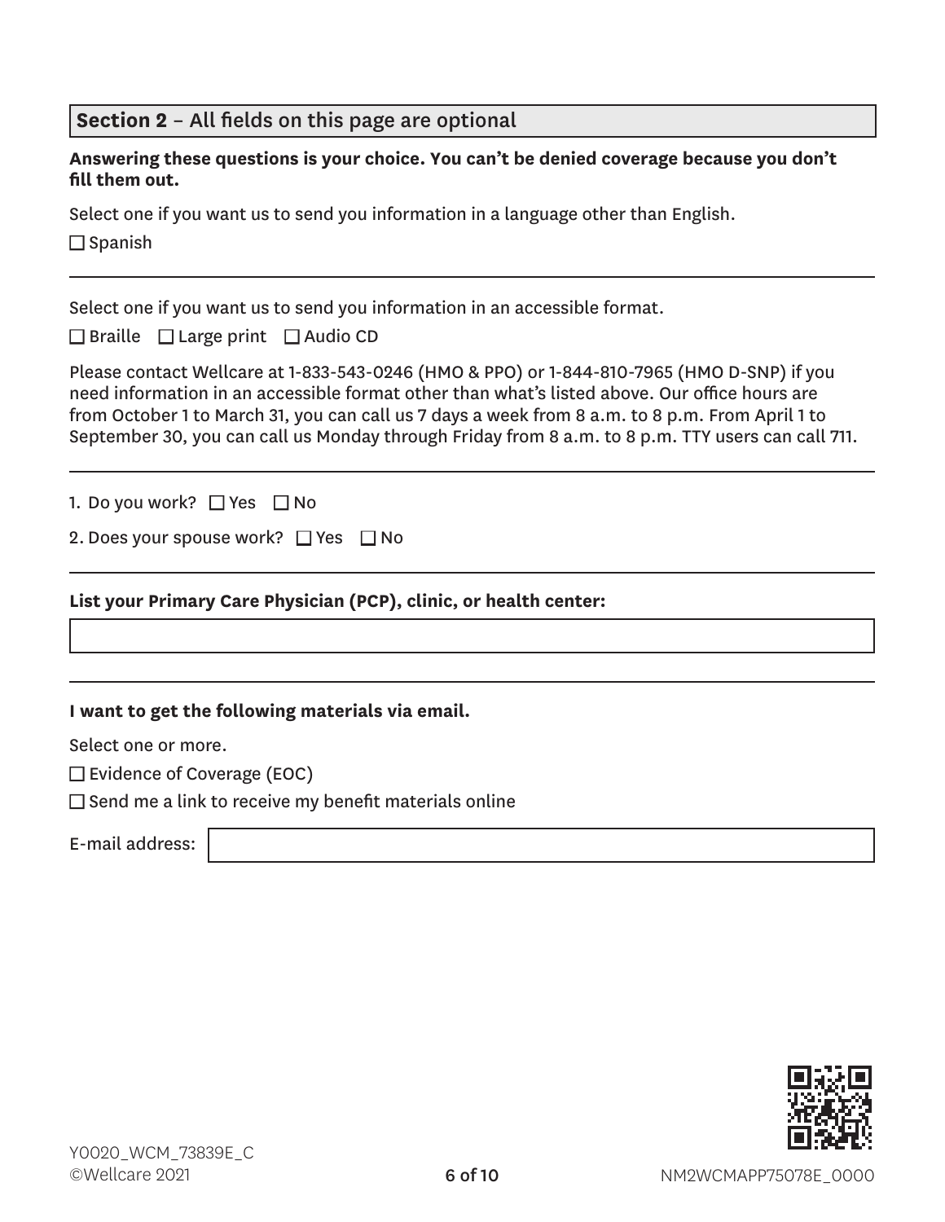## Section 2 – All fields on this page are optional

**Answering these questions is your choice. You can't be denied coverage because you don't fill them out.**

Select one if you want us to send you information in a language other than English.

☐ Spanish

---

Select one if you want us to send you information in an accessible format.

☐ Braille ☐ Large print ☐ Audio CD

Please contact Wellcare at 1-833-543-0246 (HMO & PPO) or 1-844-810-7965 (HMO D-SNP) if you need information in an accessible format other than what's listed above. Our office hours are from October 1 to March 31, you can call us 7 days a week from 8 a.m. to 8 p.m. From April 1 to September 30, you can call us Monday through Friday from 8 a.m. to 8 p.m. TTY users can call 711.

---

1. Do you work? ☐ Yes ☐ No

2. Does your spouse work? ☐ Yes ☐ No

---

**List your Primary Care Physician (PCP), clinic, or health center:**

[ ]

---

**I want to get the following materials via email.**

Select one or more.

☐ Evidence of Coverage (EOC)

☐ Send me a link to receive my benefit materials online

E-mail address: [ ]

Y0020_WCM_73839E_C
©Wellcare 2021

NM2WCMAPP75078E_0000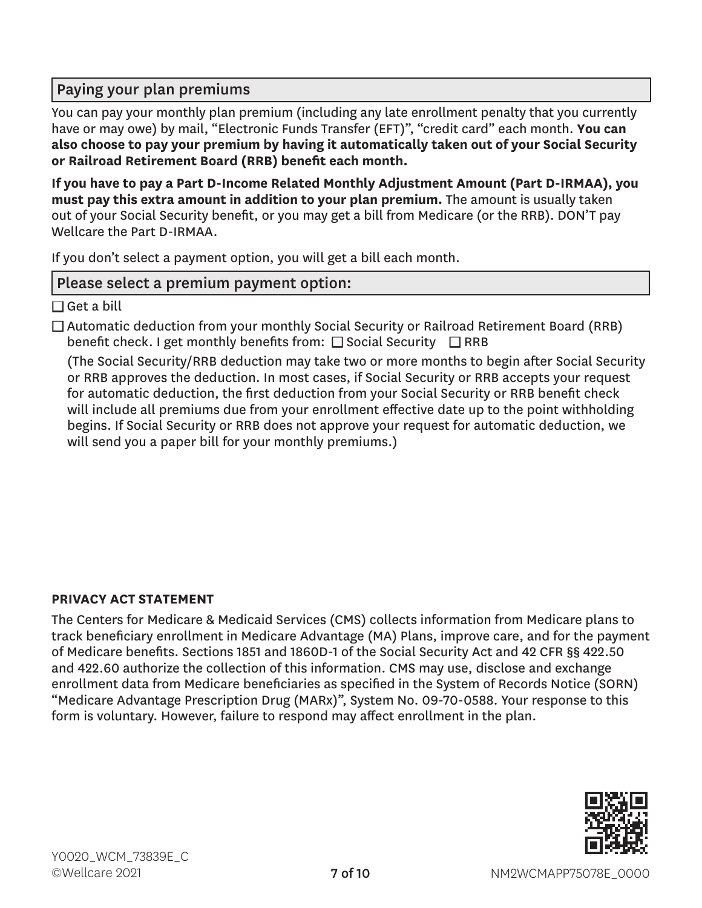## Paying your plan premiums

You can pay your monthly plan premium (including any late enrollment penalty that you currently have or may owe) by mail, "Electronic Funds Transfer (EFT)", "credit card" each month. **You can also choose to pay your premium by having it automatically taken out of your Social Security or Railroad Retirement Board (RRB) benefit each month.**

**If you have to pay a Part D-Income Related Monthly Adjustment Amount (Part D-IRMAA), you must pay this extra amount in addition to your plan premium.** The amount is usually taken out of your Social Security benefit, or you may get a bill from Medicare (or the RRB). DON'T pay Wellcare the Part D-IRMAA.

If you don't select a payment option, you will get a bill each month.

## Please select a premium payment option:

☐ Get a bill

☐ Automatic deduction from your monthly Social Security or Railroad Retirement Board (RRB) benefit check. I get monthly benefits from: ☐ Social Security ☐ RRB

(The Social Security/RRB deduction may take two or more months to begin after Social Security or RRB approves the deduction. In most cases, if Social Security or RRB accepts your request for automatic deduction, the first deduction from your Social Security or RRB benefit check will include all premiums due from your enrollment effective date up to the point withholding begins. If Social Security or RRB does not approve your request for automatic deduction, we will send you a paper bill for your monthly premiums.)

**PRIVACY ACT STATEMENT**

The Centers for Medicare & Medicaid Services (CMS) collects information from Medicare plans to track beneficiary enrollment in Medicare Advantage (MA) Plans, improve care, and for the payment of Medicare benefits. Sections 1851 and 1860D-1 of the Social Security Act and 42 CFR §§ 422.50 and 422.60 authorize the collection of this information. CMS may use, disclose and exchange enrollment data from Medicare beneficiaries as specified in the System of Records Notice (SORN) "Medicare Advantage Prescription Drug (MARx)", System No. 09-70-0588. Your response to this form is voluntary. However, failure to respond may affect enrollment in the plan.

Y0020_WCM_73839E_C
©Wellcare 2021

NM2WCMAPP75078E_0000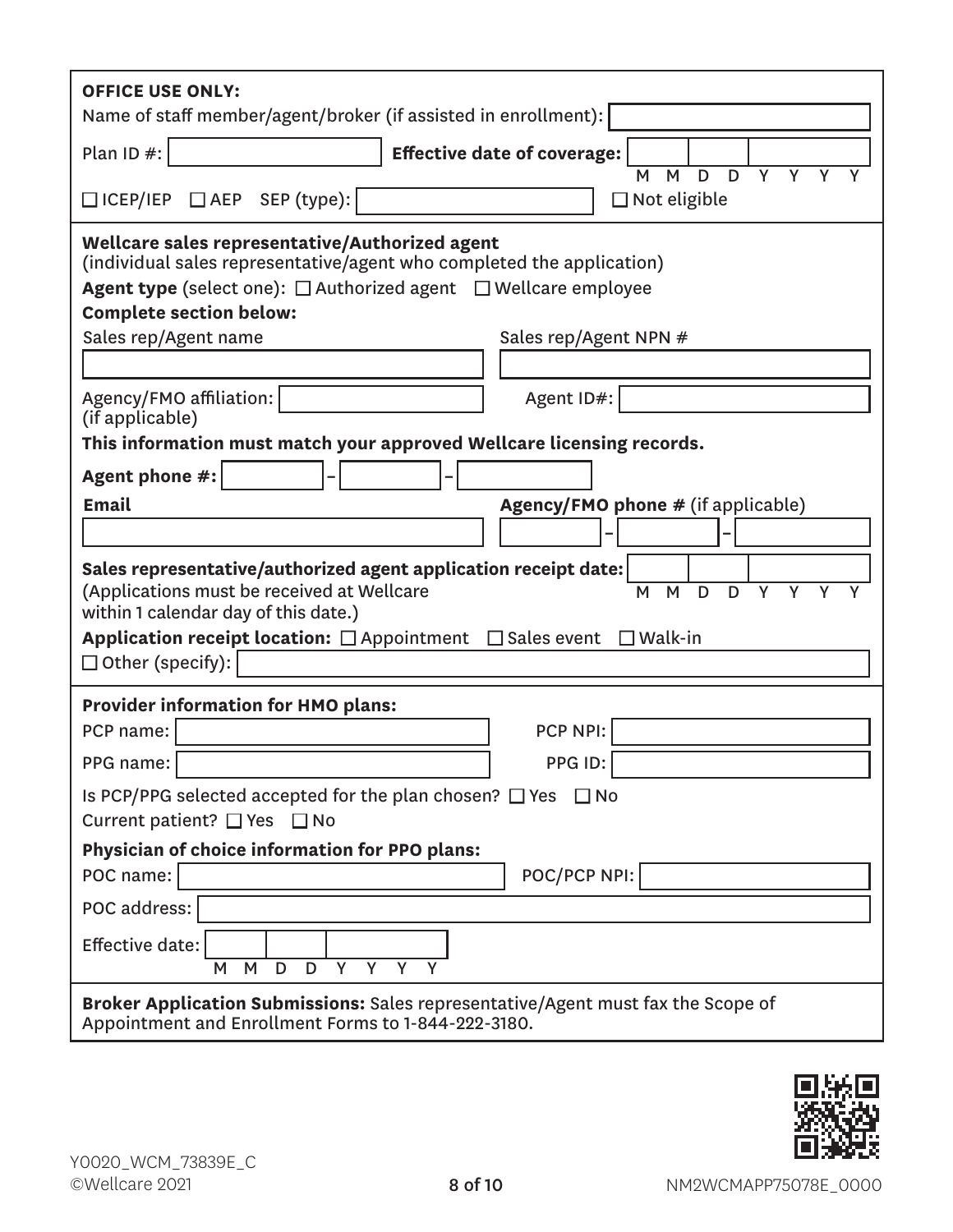**OFFICE USE ONLY:**

Name of staff member/agent/broker (if assisted in enrollment): ______

Plan ID #: ______ **Effective date of coverage:** ______ (MMDDYYYY)

☐ ICEP/IEP ☐ AEP SEP (type): ______ ☐ Not eligible

**Wellcare sales representative/Authorized agent**
(individual sales representative/agent who completed the application)

**Agent type** (select one): ☐ Authorized agent ☐ Wellcare employee

**Complete section below:**

Sales rep/Agent name ______ Sales rep/Agent NPN # ______

Agency/FMO affiliation: (if applicable) ______ Agent ID#: ______

**This information must match your approved Wellcare licensing records.**

**Agent phone #:** ______ - ______ - ______

**Email** ______

**Agency/FMO phone #** (if applicable) ______ - ______ - ______

**Sales representative/authorized agent application receipt date:** ______ (MMDDYYYY)
(Applications must be received at Wellcare within 1 calendar day of this date.)

**Application receipt location:** ☐ Appointment ☐ Sales event ☐ Walk-in
☐ Other (specify): ______

**Provider information for HMO plans:**

PCP name: ______ PCP NPI: ______

PPG name: ______ PPG ID: ______

Is PCP/PPG selected accepted for the plan chosen? ☐ Yes ☐ No

Current patient? ☐ Yes ☐ No

**Physician of choice information for PPO plans:**

POC name: ______ POC/PCP NPI: ______

POC address: ______

Effective date: ______ (MMDDYYYY)

**Broker Application Submissions:** Sales representative/Agent must fax the Scope of Appointment and Enrollment Forms to 1-844-222-3180.

Y0020_WCM_73839E_C
©Wellcare 2021

NM2WCMAPP75078E_0000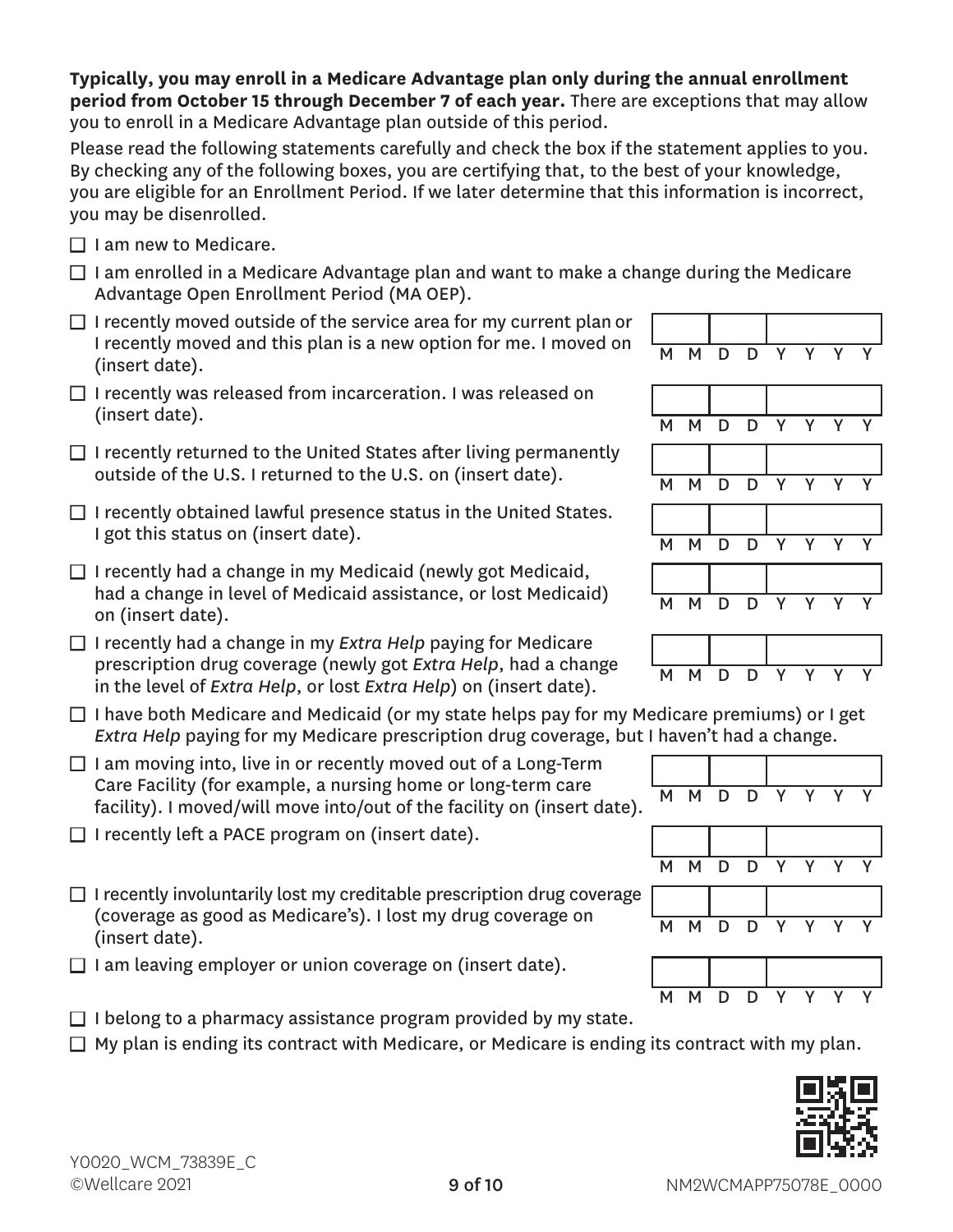**Typically, you may enroll in a Medicare Advantage plan only during the annual enrollment period from October 15 through December 7 of each year.** There are exceptions that may allow you to enroll in a Medicare Advantage plan outside of this period.

Please read the following statements carefully and check the box if the statement applies to you. By checking any of the following boxes, you are certifying that, to the best of your knowledge, you are eligible for an Enrollment Period. If we later determine that this information is incorrect, you may be disenrolled.

- ☐ I am new to Medicare.
- ☐ I am enrolled in a Medicare Advantage plan and want to make a change during the Medicare Advantage Open Enrollment Period (MA OEP).
- ☐ I recently moved outside of the service area for my current plan or I recently moved and this plan is a new option for me. I moved on (insert date). MM DD YYYY
- ☐ I recently was released from incarceration. I was released on (insert date). MM DD YYYY
- ☐ I recently returned to the United States after living permanently outside of the U.S. I returned to the U.S. on (insert date). MM DD YYYY
- ☐ I recently obtained lawful presence status in the United States. I got this status on (insert date). MM DD YYYY
- ☐ I recently had a change in my Medicaid (newly got Medicaid, had a change in level of Medicaid assistance, or lost Medicaid) on (insert date). MM DD YYYY
- ☐ I recently had a change in my *Extra Help* paying for Medicare prescription drug coverage (newly got *Extra Help*, had a change in the level of *Extra Help*, or lost *Extra Help*) on (insert date). MM DD YYYY
- ☐ I have both Medicare and Medicaid (or my state helps pay for my Medicare premiums) or I get *Extra Help* paying for my Medicare prescription drug coverage, but I haven't had a change.
- ☐ I am moving into, live in or recently moved out of a Long-Term Care Facility (for example, a nursing home or long-term care facility). I moved/will move into/out of the facility on (insert date). MM DD YYYY
- ☐ I recently left a PACE program on (insert date). MM DD YYYY
- ☐ I recently involuntarily lost my creditable prescription drug coverage (coverage as good as Medicare's). I lost my drug coverage on (insert date). MM DD YYYY
- ☐ I am leaving employer or union coverage on (insert date). MM DD YYYY
- ☐ I belong to a pharmacy assistance program provided by my state.
- ☐ My plan is ending its contract with Medicare, or Medicare is ending its contract with my plan.

Y0020_WCM_73839E_C
©Wellcare 2021

NM2WCMAPP75078E_0000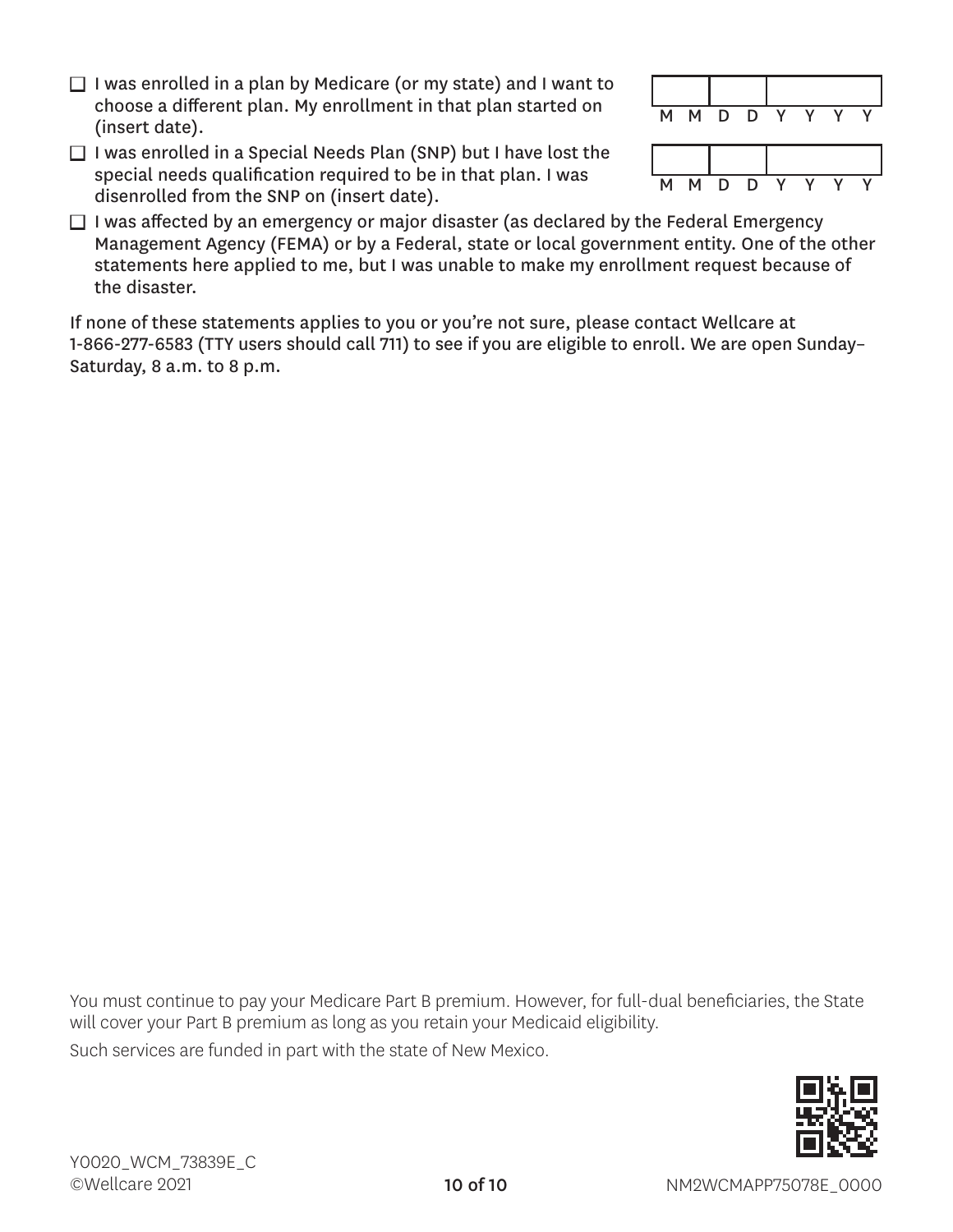- ☐ I was enrolled in a plan by Medicare (or my state) and I want to choose a different plan. My enrollment in that plan started on (insert date). 

| | | |
|---|---|---|
| M M | D D | Y Y Y Y |

- ☐ I was enrolled in a Special Needs Plan (SNP) but I have lost the special needs qualification required to be in that plan. I was disenrolled from the SNP on (insert date).

| | | |
|---|---|---|
| M M | D D | Y Y Y Y |

- ☐ I was affected by an emergency or major disaster (as declared by the Federal Emergency Management Agency (FEMA) or by a Federal, state or local government entity. One of the other statements here applied to me, but I was unable to make my enrollment request because of the disaster.

If none of these statements applies to you or you're not sure, please contact Wellcare at 1-866-277-6583 (TTY users should call 711) to see if you are eligible to enroll. We are open Sunday–Saturday, 8 a.m. to 8 p.m.

You must continue to pay your Medicare Part B premium. However, for full-dual beneficiaries, the State will cover your Part B premium as long as you retain your Medicaid eligibility.

Such services are funded in part with the state of New Mexico.

Y0020_WCM_73839E_C
©Wellcare 2021

NM2WCMAPP75078E_0000